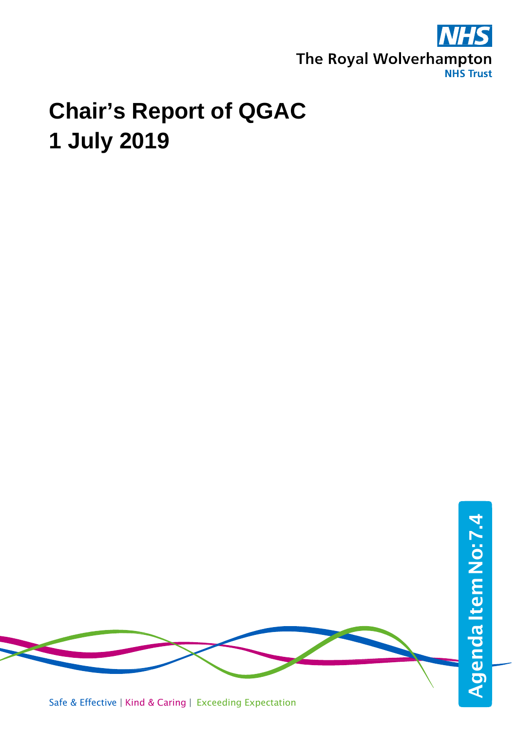NHS

The Royal Wolverhampton NHS Trust

# Chair's Report of QGAC 1 July 2019

Agenda Item No: 7.4

Safe & Effective | Kind & Caring | Exceeding Expectation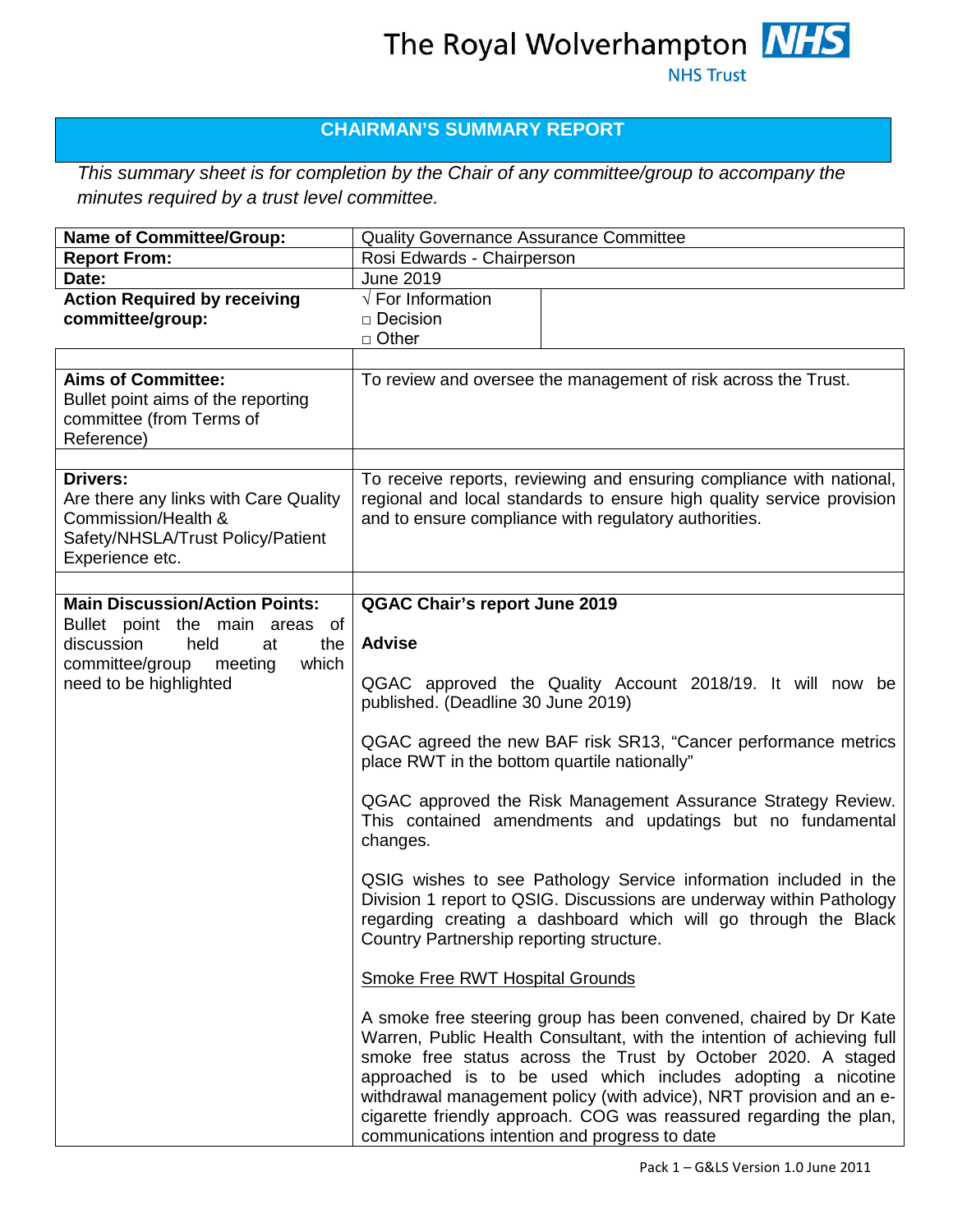The Royal Wolverhampton **NHS**
NHS Trust

## CHAIRMAN'S SUMMARY REPORT

*This summary sheet is for completion by the Chair of any committee/group to accompany the minutes required by a trust level committee.*

| **Name of Committee/Group:** | Quality Governance Assurance Committee |
|---|---|
| **Report From:** | Rosi Edwards - Chairperson |
| **Date:** | June 2019 |
| **Action Required by receiving committee/group:** | √ For Information<br>□ Decision<br>□ Other |
| | |
| **Aims of Committee:**<br>Bullet point aims of the reporting committee (from Terms of Reference) | To review and oversee the management of risk across the Trust. |
| | |
| **Drivers:**<br>Are there any links with Care Quality Commission/Health & Safety/NHSLA/Trust Policy/Patient Experience etc. | To receive reports, reviewing and ensuring compliance with national, regional and local standards to ensure high quality service provision and to ensure compliance with regulatory authorities. |
| | |
| **Main Discussion/Action Points:**<br>Bullet point the main areas of discussion held at the committee/group meeting which need to be highlighted | **QGAC Chair's report June 2019**<br><br>**Advise**<br><br>QGAC approved the Quality Account 2018/19. It will now be published. (Deadline 30 June 2019)<br><br>QGAC agreed the new BAF risk SR13, "Cancer performance metrics place RWT in the bottom quartile nationally"<br><br>QGAC approved the Risk Management Assurance Strategy Review. This contained amendments and updatings but no fundamental changes.<br><br>QSIG wishes to see Pathology Service information included in the Division 1 report to QSIG. Discussions are underway within Pathology regarding creating a dashboard which will go through the Black Country Partnership reporting structure.<br><br><u>Smoke Free RWT Hospital Grounds</u><br><br>A smoke free steering group has been convened, chaired by Dr Kate Warren, Public Health Consultant, with the intention of achieving full smoke free status across the Trust by October 2020. A staged approached is to be used which includes adopting a nicotine withdrawal management policy (with advice), NRT provision and an e-cigarette friendly approach. COG was reassured regarding the plan, communications intention and progress to date |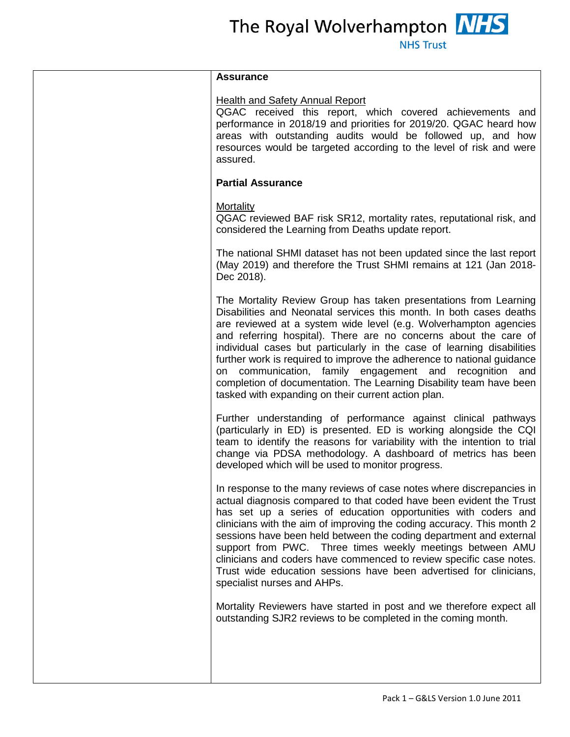**Assurance**

Health and Safety Annual Report

QGAC received this report, which covered achievements and performance in 2018/19 and priorities for 2019/20. QGAC heard how areas with outstanding audits would be followed up, and how resources would be targeted according to the level of risk and were assured.

**Partial Assurance**

Mortality

QGAC reviewed BAF risk SR12, mortality rates, reputational risk, and considered the Learning from Deaths update report.

The national SHMI dataset has not been updated since the last report (May 2019) and therefore the Trust SHMI remains at 121 (Jan 2018-Dec 2018).

The Mortality Review Group has taken presentations from Learning Disabilities and Neonatal services this month. In both cases deaths are reviewed at a system wide level (e.g. Wolverhampton agencies and referring hospital). There are no concerns about the care of individual cases but particularly in the case of learning disabilities further work is required to improve the adherence to national guidance on communication, family engagement and recognition and completion of documentation. The Learning Disability team have been tasked with expanding on their current action plan.

Further understanding of performance against clinical pathways (particularly in ED) is presented. ED is working alongside the CQI team to identify the reasons for variability with the intention to trial change via PDSA methodology. A dashboard of metrics has been developed which will be used to monitor progress.

In response to the many reviews of case notes where discrepancies in actual diagnosis compared to that coded have been evident the Trust has set up a series of education opportunities with coders and clinicians with the aim of improving the coding accuracy. This month 2 sessions have been held between the coding department and external support from PWC. Three times weekly meetings between AMU clinicians and coders have commenced to review specific case notes. Trust wide education sessions have been advertised for clinicians, specialist nurses and AHPs.

Mortality Reviewers have started in post and we therefore expect all outstanding SJR2 reviews to be completed in the coming month.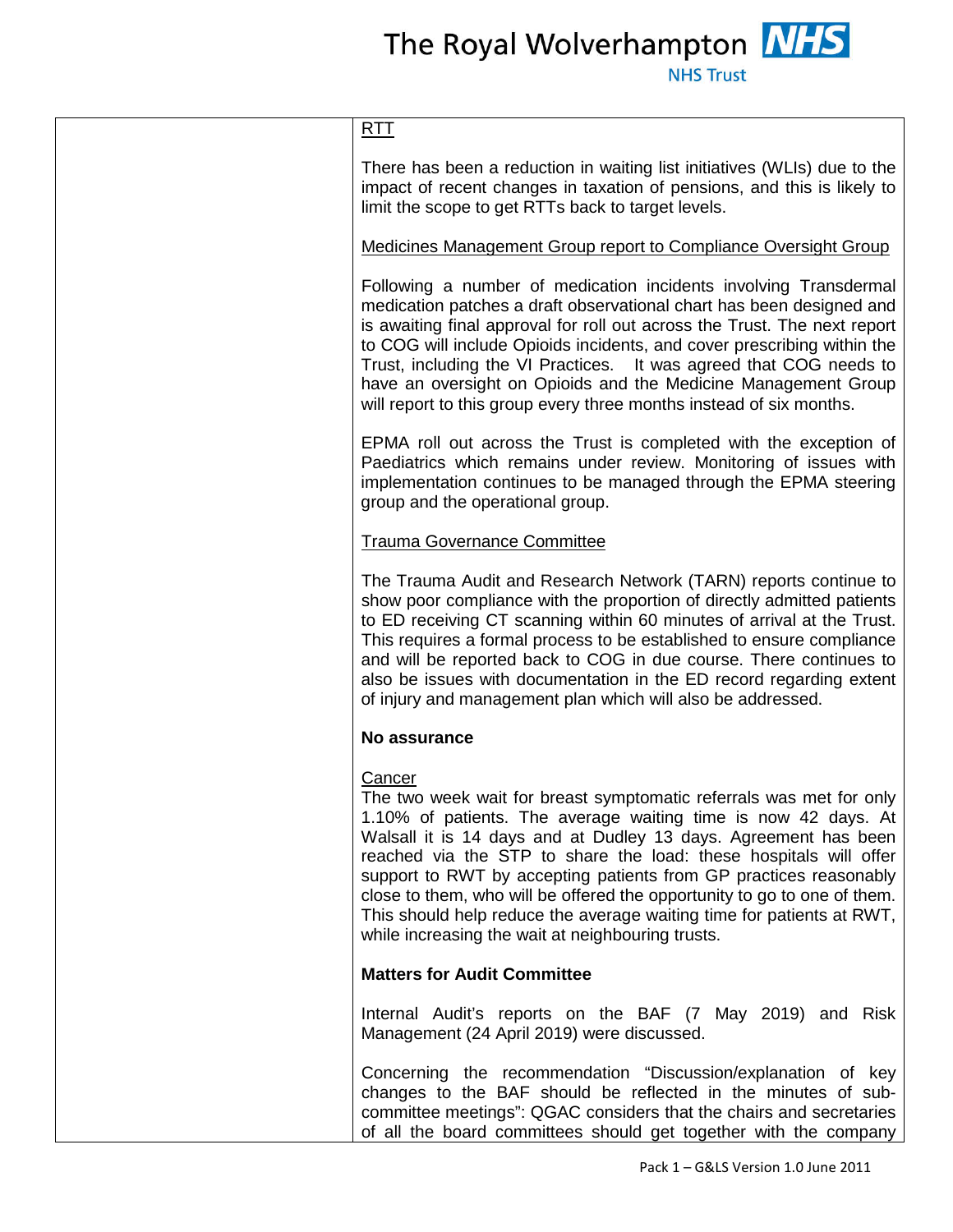| | RTT<br><br>There has been a reduction in waiting list initiatives (WLIs) due to the impact of recent changes in taxation of pensions, and this is likely to limit the scope to get RTTs back to target levels.<br><br>Medicines Management Group report to Compliance Oversight Group<br><br>Following a number of medication incidents involving Transdermal medication patches a draft observational chart has been designed and is awaiting final approval for roll out across the Trust. The next report to COG will include Opioids incidents, and cover prescribing within the Trust, including the VI Practices. It was agreed that COG needs to have an oversight on Opioids and the Medicine Management Group will report to this group every three months instead of six months.<br><br>EPMA roll out across the Trust is completed with the exception of Paediatrics which remains under review. Monitoring of issues with implementation continues to be managed through the EPMA steering group and the operational group.<br><br>Trauma Governance Committee<br><br>The Trauma Audit and Research Network (TARN) reports continue to show poor compliance with the proportion of directly admitted patients to ED receiving CT scanning within 60 minutes of arrival at the Trust. This requires a formal process to be established to ensure compliance and will be reported back to COG in due course. There continues to also be issues with documentation in the ED record regarding extent of injury and management plan which will also be addressed.<br><br>**No assurance**<br><br>Cancer<br>The two week wait for breast symptomatic referrals was met for only 1.10% of patients. The average waiting time is now 42 days. At Walsall it is 14 days and at Dudley 13 days. Agreement has been reached via the STP to share the load: these hospitals will offer support to RWT by accepting patients from GP practices reasonably close to them, who will be offered the opportunity to go to one of them. This should help reduce the average waiting time for patients at RWT, while increasing the wait at neighbouring trusts.<br><br>**Matters for Audit Committee**<br><br>Internal Audit's reports on the BAF (7 May 2019) and Risk Management (24 April 2019) were discussed.<br><br>Concerning the recommendation "Discussion/explanation of key changes to the BAF should be reflected in the minutes of sub-committee meetings": QGAC considers that the chairs and secretaries of all the board committees should get together with the company |
|---|---|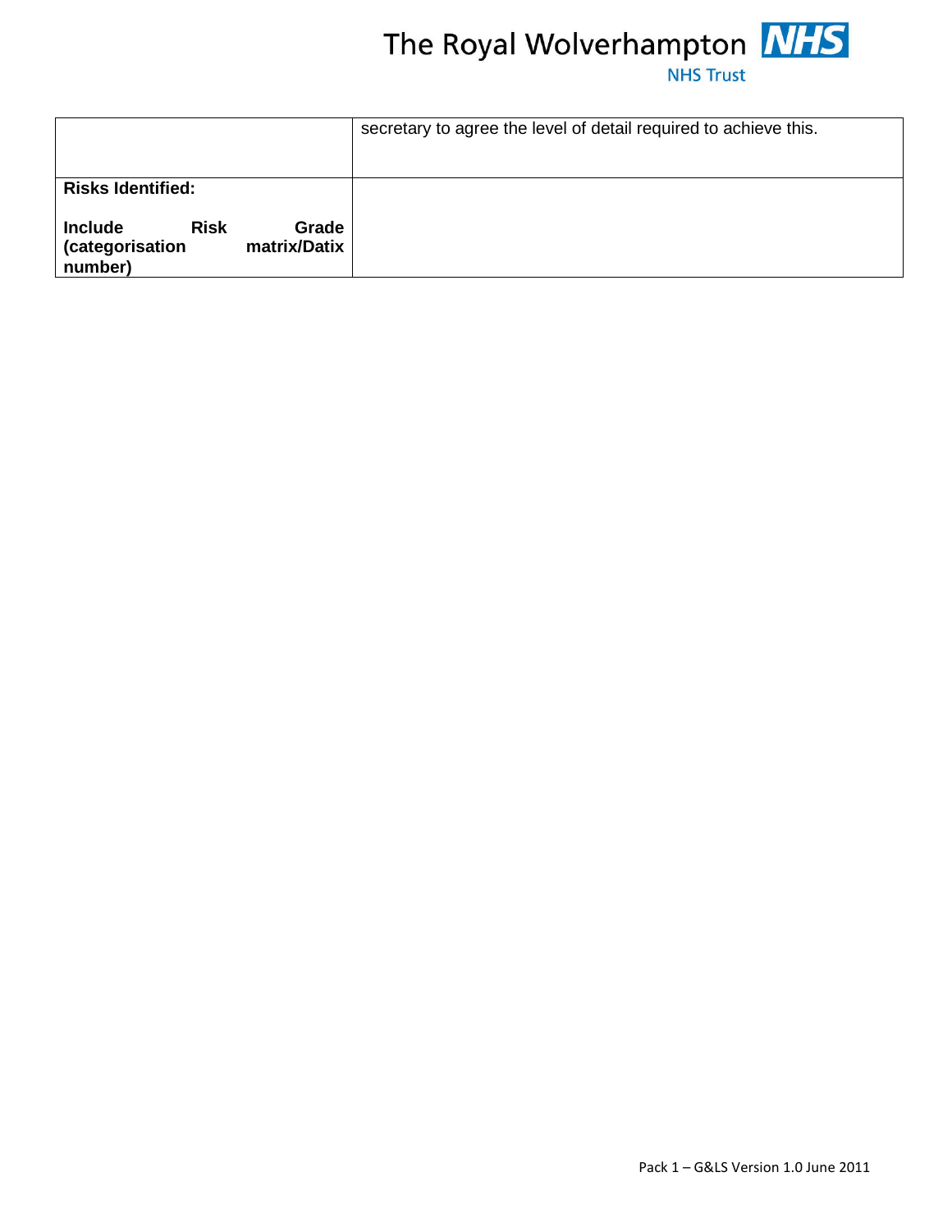| | |
|---|---|
| | secretary to agree the level of detail required to achieve this. |
| **Risks Identified:**<br><br>**Include Risk Grade (categorisation matrix/Datix number)** | |